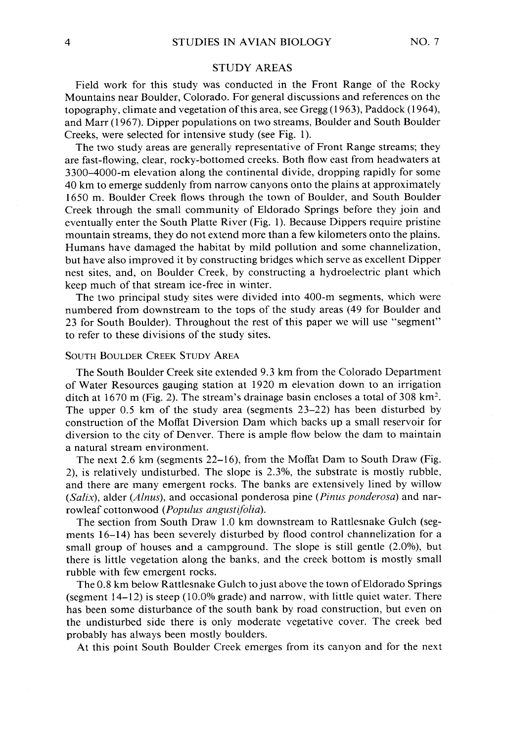## STUDY AREAS

Field work for this study was conducted in the Front Range of the Rocky Mountains near Boulder, Colorado. For general discussions and references on the topography, climate and vegetation of this area, see Gregg (1963), Paddock (1964), and Marr (1967). Dipper populations on two streams, Boulder and South Boulder Creeks, were selected for intensive study (see Fig. 1).

The two study areas are generally representative of Front Range streams; they are fast-flowing, clear, rocky-bottomed creeks. Both flow east from headwaters at 3300–4000-m elevation along the continental divide, dropping rapidly for some 40 km to emerge suddenly from narrow canyons onto the plains at approximately 1650 m. Boulder Creek flows through the town of Boulder, and South Boulder Creek through the small community of Eldorado Springs before they join and eventually enter the South Platte River (Fig. 1). Because Dippers require pristine mountain streams, they do not extend more than a few kilometers onto the plains. Humans have damaged the habitat by mild pollution and some channelization, but have also improved it by constructing bridges which serve as excellent Dipper nest sites, and, on Boulder Creek, by constructing a hydroelectric plant which keep much of that stream ice-free in winter.

The two principal study sites were divided into 400-m segments, which were numbered from downstream to the tops of the study areas (49 for Boulder and 23 for South Boulder). Throughout the rest of this paper we will use "segment" to refer to these divisions of the study sites.

### South Boulder Creek Study Area

The South Boulder Creek site extended 9.3 km from the Colorado Department of Water Resources gauging station at 1920 m elevation down to an irrigation ditch at 1670 m (Fig. 2). The stream's drainage basin encloses a total of 308 km$^2$. The upper 0.5 km of the study area (segments 23–22) has been disturbed by construction of the Moffat Diversion Dam which backs up a small reservoir for diversion to the city of Denver. There is ample flow below the dam to maintain a natural stream environment.

The next 2.6 km (segments 22–16), from the Moffat Dam to South Draw (Fig. 2), is relatively undisturbed. The slope is 2.3%, the substrate is mostly rubble, and there are many emergent rocks. The banks are extensively lined by willow (*Salix*), alder (*Alnus*), and occasional ponderosa pine (*Pinus ponderosa*) and narrowleaf cottonwood (*Populus angustifolia*).

The section from South Draw 1.0 km downstream to Rattlesnake Gulch (segments 16–14) has been severely disturbed by flood control channelization for a small group of houses and a campground. The slope is still gentle (2.0%), but there is little vegetation along the banks, and the creek bottom is mostly small rubble with few emergent rocks.

The 0.8 km below Rattlesnake Gulch to just above the town of Eldorado Springs (segment 14–12) is steep (10.0% grade) and narrow, with little quiet water. There has been some disturbance of the south bank by road construction, but even on the undisturbed side there is only moderate vegetative cover. The creek bed probably has always been mostly boulders.

At this point South Boulder Creek emerges from its canyon and for the next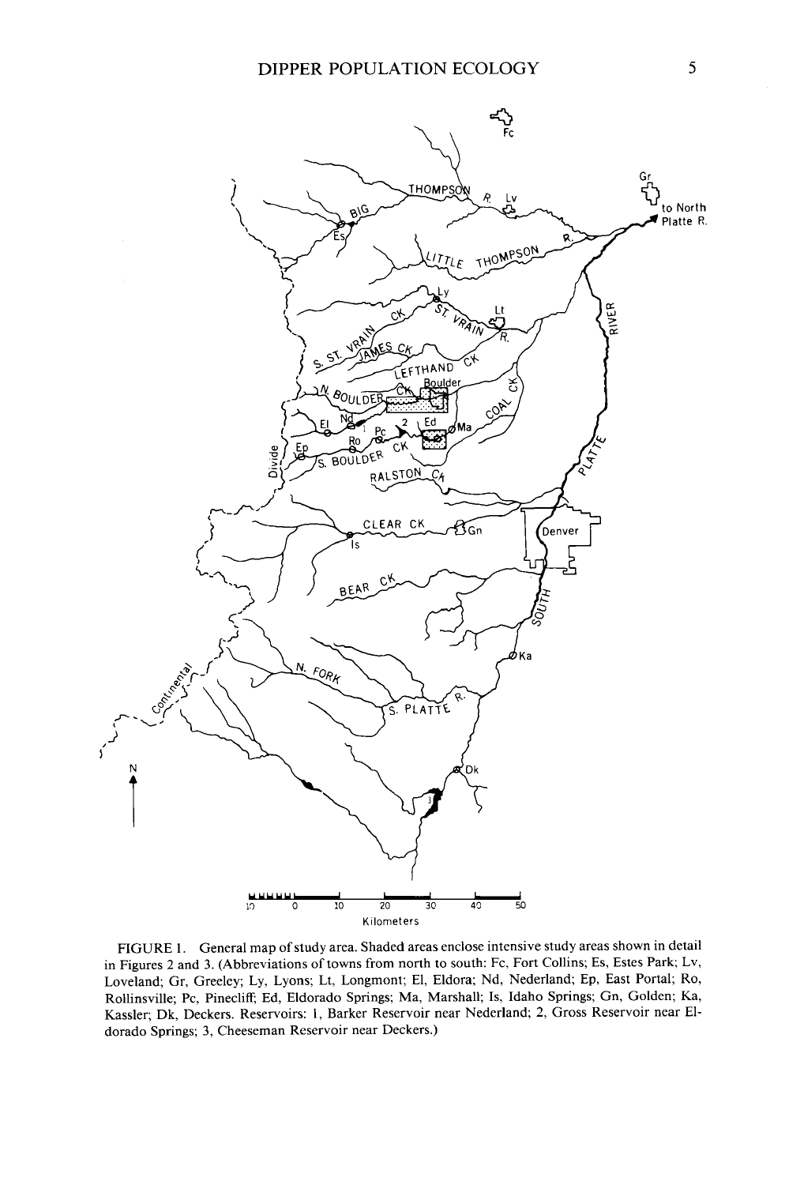FIGURE 1. General map of study area. Shaded areas enclose intensive study areas shown in detail in Figures 2 and 3. (Abbreviations of towns from north to south: Fc, Fort Collins; Es, Estes Park; Lv, Loveland; Gr, Greeley; Ly, Lyons; Lt, Longmont; El, Eldora; Nd, Nederland; Ep, East Portal; Ro, Rollinsville; Pc, Pinecliff; Ed, Eldorado Springs; Ma, Marshall; Is, Idaho Springs; Gn, Golden; Ka, Kassler; Dk, Deckers. Reservoirs: 1, Barker Reservoir near Nederland; 2, Gross Reservoir near Eldorado Springs; 3, Cheeseman Reservoir near Deckers.)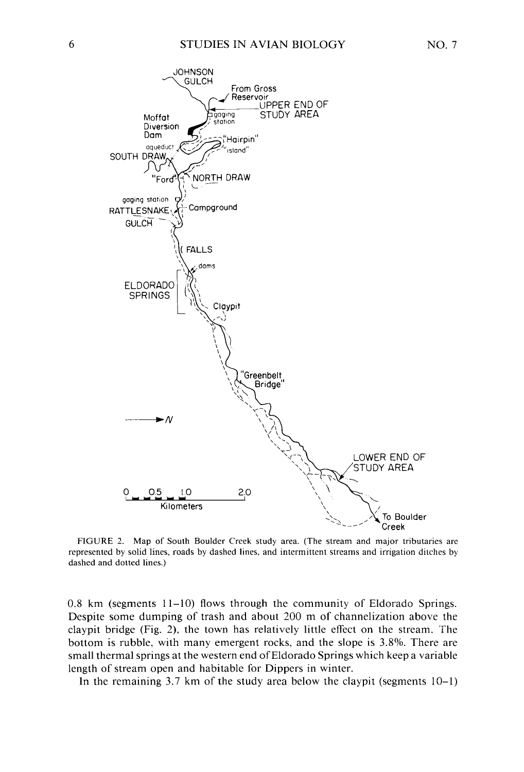FIGURE 2. Map of South Boulder Creek study area. (The stream and major tributaries are represented by solid lines, roads by dashed lines, and intermittent streams and irrigation ditches by dashed and dotted lines.)

0.8 km (segments 11–10) flows through the community of Eldorado Springs. Despite some dumping of trash and about 200 m of channelization above the claypit bridge (Fig. 2), the town has relatively little effect on the stream. The bottom is rubble, with many emergent rocks, and the slope is 3.8%. There are small thermal springs at the western end of Eldorado Springs which keep a variable length of stream open and habitable for Dippers in winter.

In the remaining 3.7 km of the study area below the claypit (segments 10–1)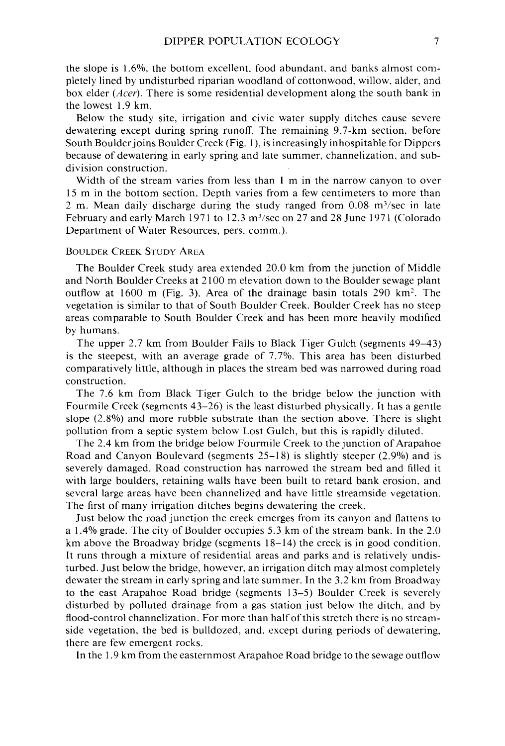the slope is 1.6%, the bottom excellent, food abundant, and banks almost completely lined by undisturbed riparian woodland of cottonwood, willow, alder, and box elder (*Acer*). There is some residential development along the south bank in the lowest 1.9 km.

Below the study site, irrigation and civic water supply ditches cause severe dewatering except during spring runoff. The remaining 9.7-km section, before South Boulder joins Boulder Creek (Fig. 1), is increasingly inhospitable for Dippers because of dewatering in early spring and late summer, channelization, and subdivision construction.

Width of the stream varies from less than 1 m in the narrow canyon to over 15 m in the bottom section. Depth varies from a few centimeters to more than 2 m. Mean daily discharge during the study ranged from 0.08 $m^3$/sec in late February and early March 1971 to 12.3 $m^3$/sec on 27 and 28 June 1971 (Colorado Department of Water Resources, pers. comm.).

### Boulder Creek Study Area

The Boulder Creek study area extended 20.0 km from the junction of Middle and North Boulder Creeks at 2100 m elevation down to the Boulder sewage plant outflow at 1600 m (Fig. 3). Area of the drainage basin totals 290 $km^2$. The vegetation is similar to that of South Boulder Creek. Boulder Creek has no steep areas comparable to South Boulder Creek and has been more heavily modified by humans.

The upper 2.7 km from Boulder Falls to Black Tiger Gulch (segments 49–43) is the steepest, with an average grade of 7.7%. This area has been disturbed comparatively little, although in places the stream bed was narrowed during road construction.

The 7.6 km from Black Tiger Gulch to the bridge below the junction with Fourmile Creek (segments 43–26) is the least disturbed physically. It has a gentle slope (2.8%) and more rubble substrate than the section above. There is slight pollution from a septic system below Lost Gulch, but this is rapidly diluted.

The 2.4 km from the bridge below Fourmile Creek to the junction of Arapahoe Road and Canyon Boulevard (segments 25–18) is slightly steeper (2.9%) and is severely damaged. Road construction has narrowed the stream bed and filled it with large boulders, retaining walls have been built to retard bank erosion, and several large areas have been channelized and have little streamside vegetation. The first of many irrigation ditches begins dewatering the creek.

Just below the road junction the creek emerges from its canyon and flattens to a 1.4% grade. The city of Boulder occupies 5.3 km of the stream bank. In the 2.0 km above the Broadway bridge (segments 18–14) the creek is in good condition. It runs through a mixture of residential areas and parks and is relatively undisturbed. Just below the bridge, however, an irrigation ditch may almost completely dewater the stream in early spring and late summer. In the 3.2 km from Broadway to the east Arapahoe Road bridge (segments 13–5) Boulder Creek is severely disturbed by polluted drainage from a gas station just below the ditch, and by flood-control channelization. For more than half of this stretch there is no streamside vegetation, the bed is bulldozed, and, except during periods of dewatering, there are few emergent rocks.

In the 1.9 km from the easternmost Arapahoe Road bridge to the sewage outflow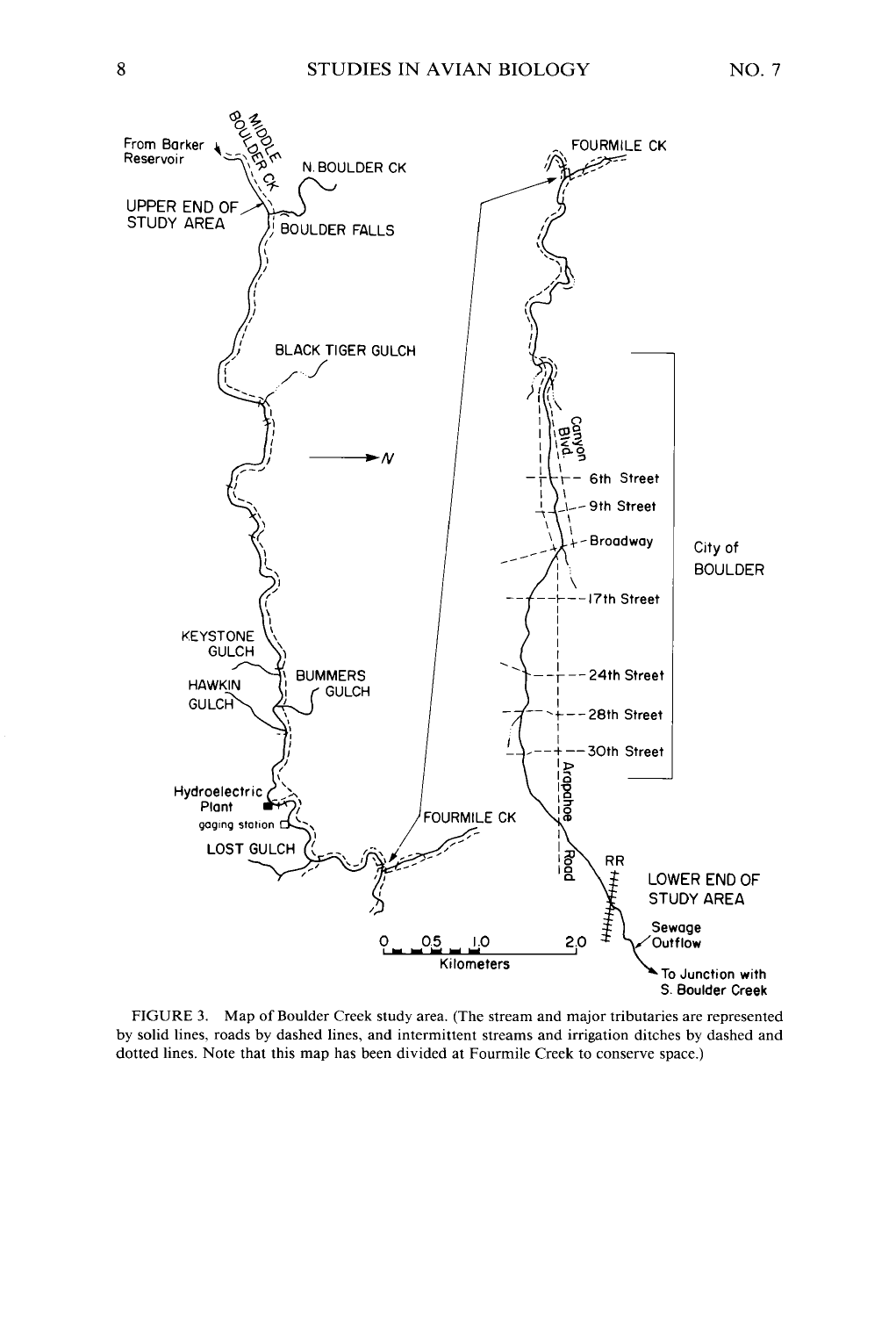FIGURE 3. Map of Boulder Creek study area. (The stream and major tributaries are represented by solid lines, roads by dashed lines, and intermittent streams and irrigation ditches by dashed and dotted lines. Note that this map has been divided at Fourmile Creek to conserve space.)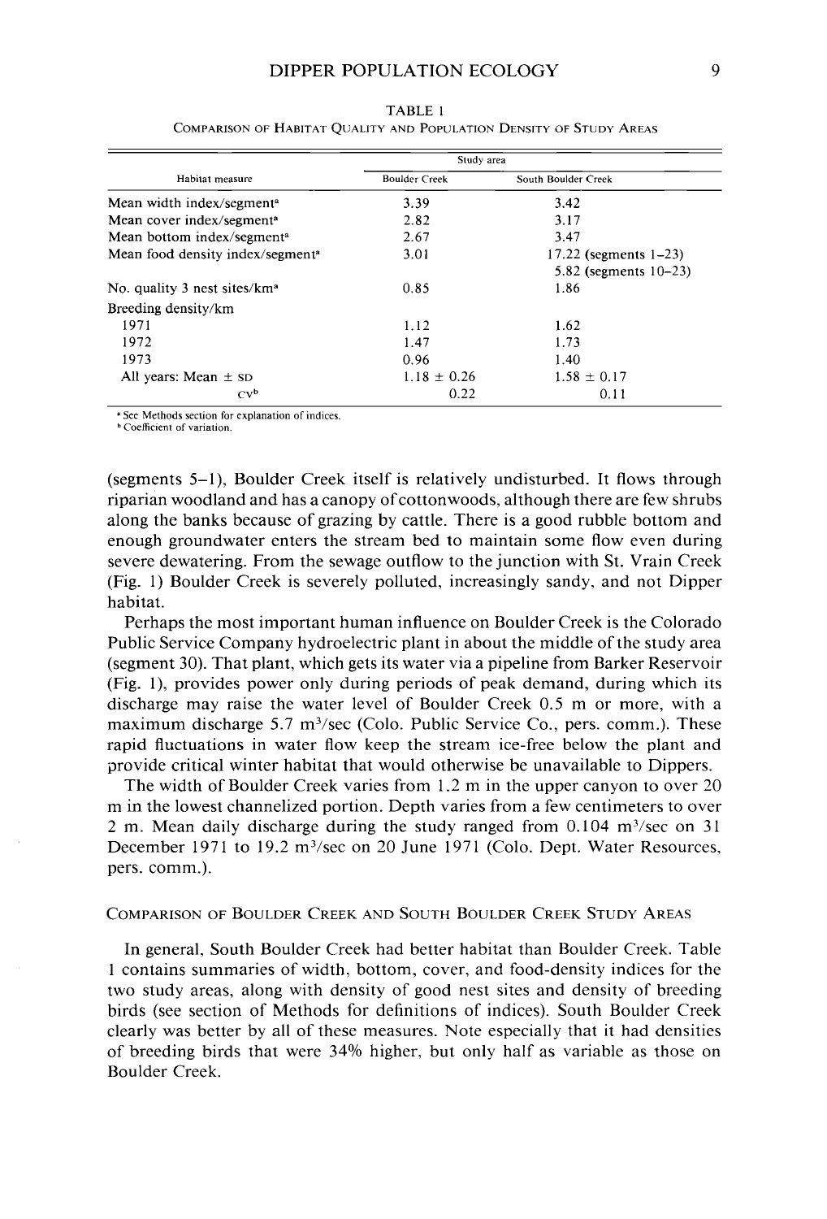TABLE 1

COMPARISON OF HABITAT QUALITY AND POPULATION DENSITY OF STUDY AREAS

| Habitat measure | Study area | |
|---|---|---|
| | Boulder Creek | South Boulder Creek |
| Mean width index/segment[a] | 3.39 | 3.42 |
| Mean cover index/segment[a] | 2.82 | 3.17 |
| Mean bottom index/segment[a] | 2.67 | 3.47 |
| Mean food density index/segment[a] | 3.01 | 17.22 (segments 1–23) 5.82 (segments 10–23) |
| No. quality 3 nest sites/km[a] | 0.85 | 1.86 |
| Breeding density/km | | |
| 1971 | 1.12 | 1.62 |
| 1972 | 1.47 | 1.73 |
| 1973 | 0.96 | 1.40 |
| All years: Mean ± SD | 1.18 ± 0.26 | 1.58 ± 0.17 |
| CV[b] | 0.22 | 0.11 |

[a] See Methods section for explanation of indices.
[b] Coefficient of variation.

(segments 5–1), Boulder Creek itself is relatively undisturbed. It flows through riparian woodland and has a canopy of cottonwoods, although there are few shrubs along the banks because of grazing by cattle. There is a good rubble bottom and enough groundwater enters the stream bed to maintain some flow even during severe dewatering. From the sewage outflow to the junction with St. Vrain Creek (Fig. 1) Boulder Creek is severely polluted, increasingly sandy, and not Dipper habitat.

Perhaps the most important human influence on Boulder Creek is the Colorado Public Service Company hydroelectric plant in about the middle of the study area (segment 30). That plant, which gets its water via a pipeline from Barker Reservoir (Fig. 1), provides power only during periods of peak demand, during which its discharge may raise the water level of Boulder Creek 0.5 m or more, with a maximum discharge 5.7 $m^3$/sec (Colo. Public Service Co., pers. comm.). These rapid fluctuations in water flow keep the stream ice-free below the plant and provide critical winter habitat that would otherwise be unavailable to Dippers.

The width of Boulder Creek varies from 1.2 m in the upper canyon to over 20 m in the lowest channelized portion. Depth varies from a few centimeters to over 2 m. Mean daily discharge during the study ranged from 0.104 $m^3$/sec on 31 December 1971 to 19.2 $m^3$/sec on 20 June 1971 (Colo. Dept. Water Resources, pers. comm.).

## COMPARISON OF BOULDER CREEK AND SOUTH BOULDER CREEK STUDY AREAS

In general, South Boulder Creek had better habitat than Boulder Creek. Table 1 contains summaries of width, bottom, cover, and food-density indices for the two study areas, along with density of good nest sites and density of breeding birds (see section of Methods for definitions of indices). South Boulder Creek clearly was better by all of these measures. Note especially that it had densities of breeding birds that were 34% higher, but only half as variable as those on Boulder Creek.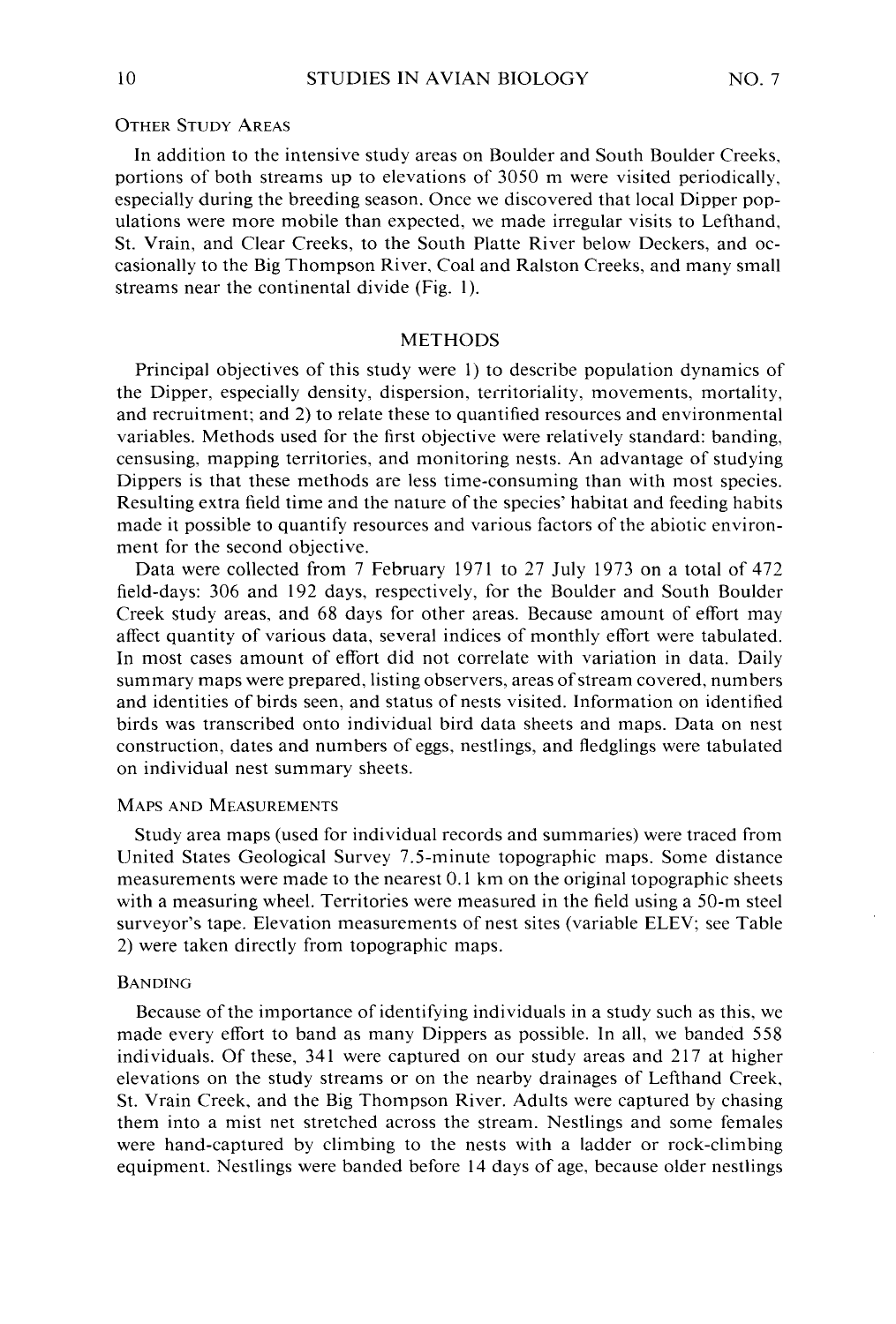### Other Study Areas

In addition to the intensive study areas on Boulder and South Boulder Creeks, portions of both streams up to elevations of 3050 m were visited periodically, especially during the breeding season. Once we discovered that local Dipper populations were more mobile than expected, we made irregular visits to Lefthand, St. Vrain, and Clear Creeks, to the South Platte River below Deckers, and occasionally to the Big Thompson River, Coal and Ralston Creeks, and many small streams near the continental divide (Fig. 1).

## METHODS

Principal objectives of this study were 1) to describe population dynamics of the Dipper, especially density, dispersion, territoriality, movements, mortality, and recruitment; and 2) to relate these to quantified resources and environmental variables. Methods used for the first objective were relatively standard: banding, censusing, mapping territories, and monitoring nests. An advantage of studying Dippers is that these methods are less time-consuming than with most species. Resulting extra field time and the nature of the species' habitat and feeding habits made it possible to quantify resources and various factors of the abiotic environment for the second objective.

Data were collected from 7 February 1971 to 27 July 1973 on a total of 472 field-days: 306 and 192 days, respectively, for the Boulder and South Boulder Creek study areas, and 68 days for other areas. Because amount of effort may affect quantity of various data, several indices of monthly effort were tabulated. In most cases amount of effort did not correlate with variation in data. Daily summary maps were prepared, listing observers, areas of stream covered, numbers and identities of birds seen, and status of nests visited. Information on identified birds was transcribed onto individual bird data sheets and maps. Data on nest construction, dates and numbers of eggs, nestlings, and fledglings were tabulated on individual nest summary sheets.

### Maps and Measurements

Study area maps (used for individual records and summaries) were traced from United States Geological Survey 7.5-minute topographic maps. Some distance measurements were made to the nearest 0.1 km on the original topographic sheets with a measuring wheel. Territories were measured in the field using a 50-m steel surveyor's tape. Elevation measurements of nest sites (variable ELEV; see Table 2) were taken directly from topographic maps.

### Banding

Because of the importance of identifying individuals in a study such as this, we made every effort to band as many Dippers as possible. In all, we banded 558 individuals. Of these, 341 were captured on our study areas and 217 at higher elevations on the study streams or on the nearby drainages of Lefthand Creek, St. Vrain Creek, and the Big Thompson River. Adults were captured by chasing them into a mist net stretched across the stream. Nestlings and some females were hand-captured by climbing to the nests with a ladder or rock-climbing equipment. Nestlings were banded before 14 days of age, because older nestlings